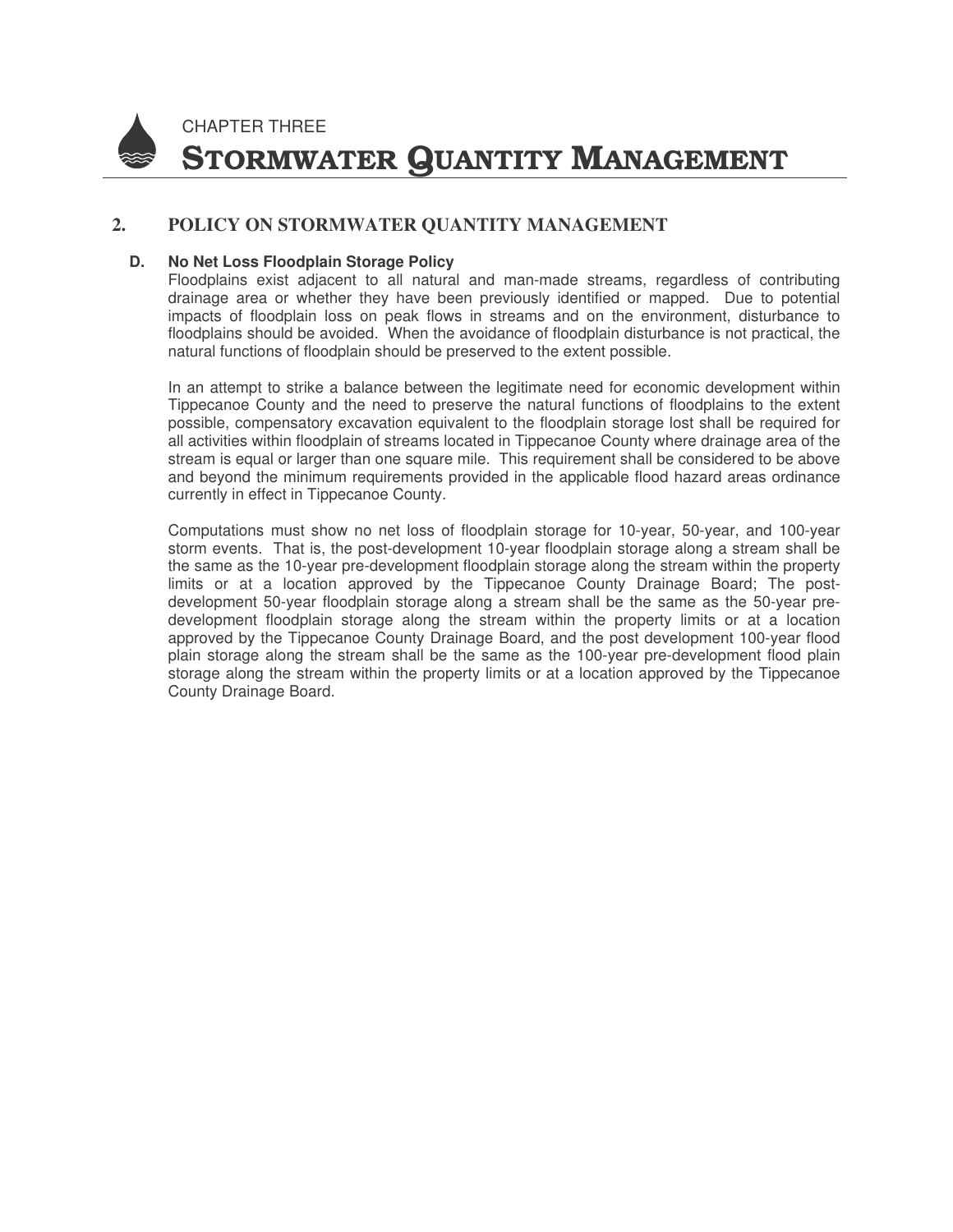CHAPTER THREE

# STORMWATER QUANTITY MANAGEMENT

## 2. POLICY ON STORMWATER QUANTITY MANAGEMENT

### D. No Net Loss Floodplain Storage Policy

Floodplains exist adjacent to all natural and man-made streams, regardless of contributing drainage area or whether they have been previously identified or mapped. Due to potential impacts of floodplain loss on peak flows in streams and on the environment, disturbance to floodplains should be avoided. When the avoidance of floodplain disturbance is not practical, the natural functions of floodplain should be preserved to the extent possible.

In an attempt to strike a balance between the legitimate need for economic development within Tippecanoe County and the need to preserve the natural functions of floodplains to the extent possible, compensatory excavation equivalent to the floodplain storage lost shall be required for all activities within floodplain of streams located in Tippecanoe County where drainage area of the stream is equal or larger than one square mile. This requirement shall be considered to be above and beyond the minimum requirements provided in the applicable flood hazard areas ordinance currently in effect in Tippecanoe County.

Computations must show no net loss of floodplain storage for 10-year, 50-year, and 100-year storm events. That is, the post-development 10-year floodplain storage along a stream shall be the same as the 10-year pre-development floodplain storage along the stream within the property limits or at a location approved by the Tippecanoe County Drainage Board; The post-development 50-year floodplain storage along a stream shall be the same as the 50-year pre-development floodplain storage along the stream within the property limits or at a location approved by the Tippecanoe County Drainage Board, and the post development 100-year flood plain storage along the stream shall be the same as the 100-year pre-development flood plain storage along the stream within the property limits or at a location approved by the Tippecanoe County Drainage Board.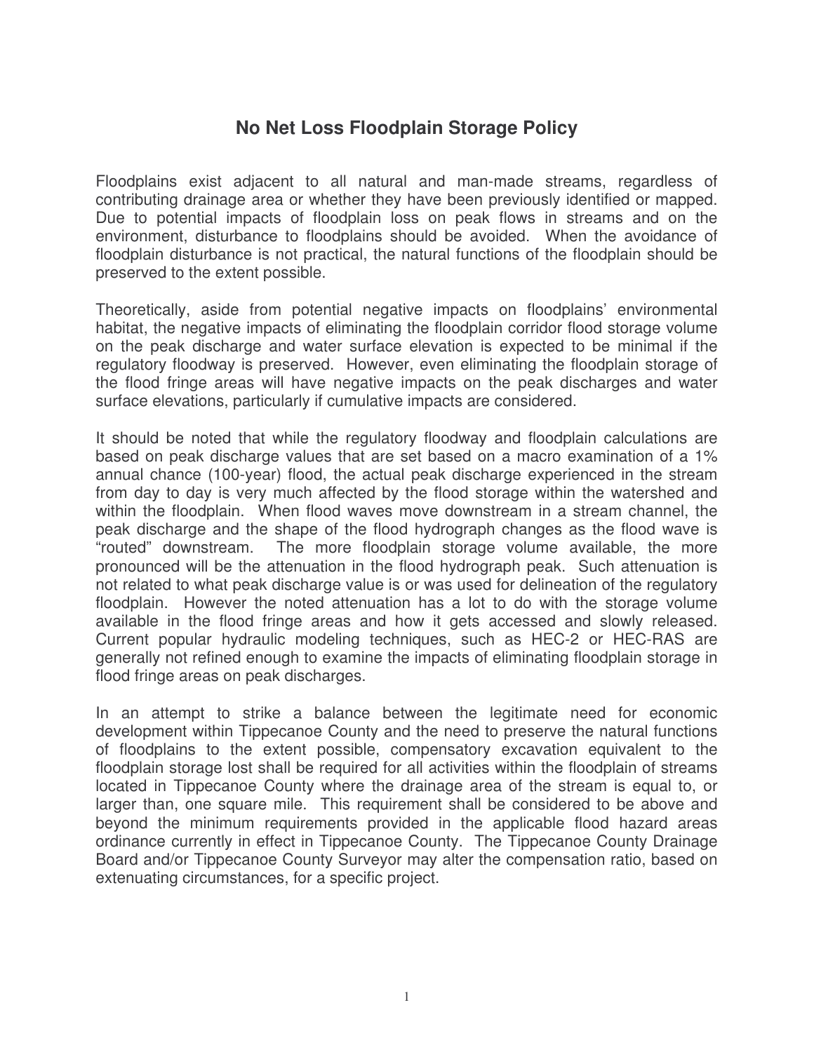# No Net Loss Floodplain Storage Policy

Floodplains exist adjacent to all natural and man-made streams, regardless of contributing drainage area or whether they have been previously identified or mapped. Due to potential impacts of floodplain loss on peak flows in streams and on the environment, disturbance to floodplains should be avoided. When the avoidance of floodplain disturbance is not practical, the natural functions of the floodplain should be preserved to the extent possible.

Theoretically, aside from potential negative impacts on floodplains' environmental habitat, the negative impacts of eliminating the floodplain corridor flood storage volume on the peak discharge and water surface elevation is expected to be minimal if the regulatory floodway is preserved. However, even eliminating the floodplain storage of the flood fringe areas will have negative impacts on the peak discharges and water surface elevations, particularly if cumulative impacts are considered.

It should be noted that while the regulatory floodway and floodplain calculations are based on peak discharge values that are set based on a macro examination of a 1% annual chance (100-year) flood, the actual peak discharge experienced in the stream from day to day is very much affected by the flood storage within the watershed and within the floodplain. When flood waves move downstream in a stream channel, the peak discharge and the shape of the flood hydrograph changes as the flood wave is "routed" downstream. The more floodplain storage volume available, the more pronounced will be the attenuation in the flood hydrograph peak. Such attenuation is not related to what peak discharge value is or was used for delineation of the regulatory floodplain. However the noted attenuation has a lot to do with the storage volume available in the flood fringe areas and how it gets accessed and slowly released. Current popular hydraulic modeling techniques, such as HEC-2 or HEC-RAS are generally not refined enough to examine the impacts of eliminating floodplain storage in flood fringe areas on peak discharges.

In an attempt to strike a balance between the legitimate need for economic development within Tippecanoe County and the need to preserve the natural functions of floodplains to the extent possible, compensatory excavation equivalent to the floodplain storage lost shall be required for all activities within the floodplain of streams located in Tippecanoe County where the drainage area of the stream is equal to, or larger than, one square mile. This requirement shall be considered to be above and beyond the minimum requirements provided in the applicable flood hazard areas ordinance currently in effect in Tippecanoe County. The Tippecanoe County Drainage Board and/or Tippecanoe County Surveyor may alter the compensation ratio, based on extenuating circumstances, for a specific project.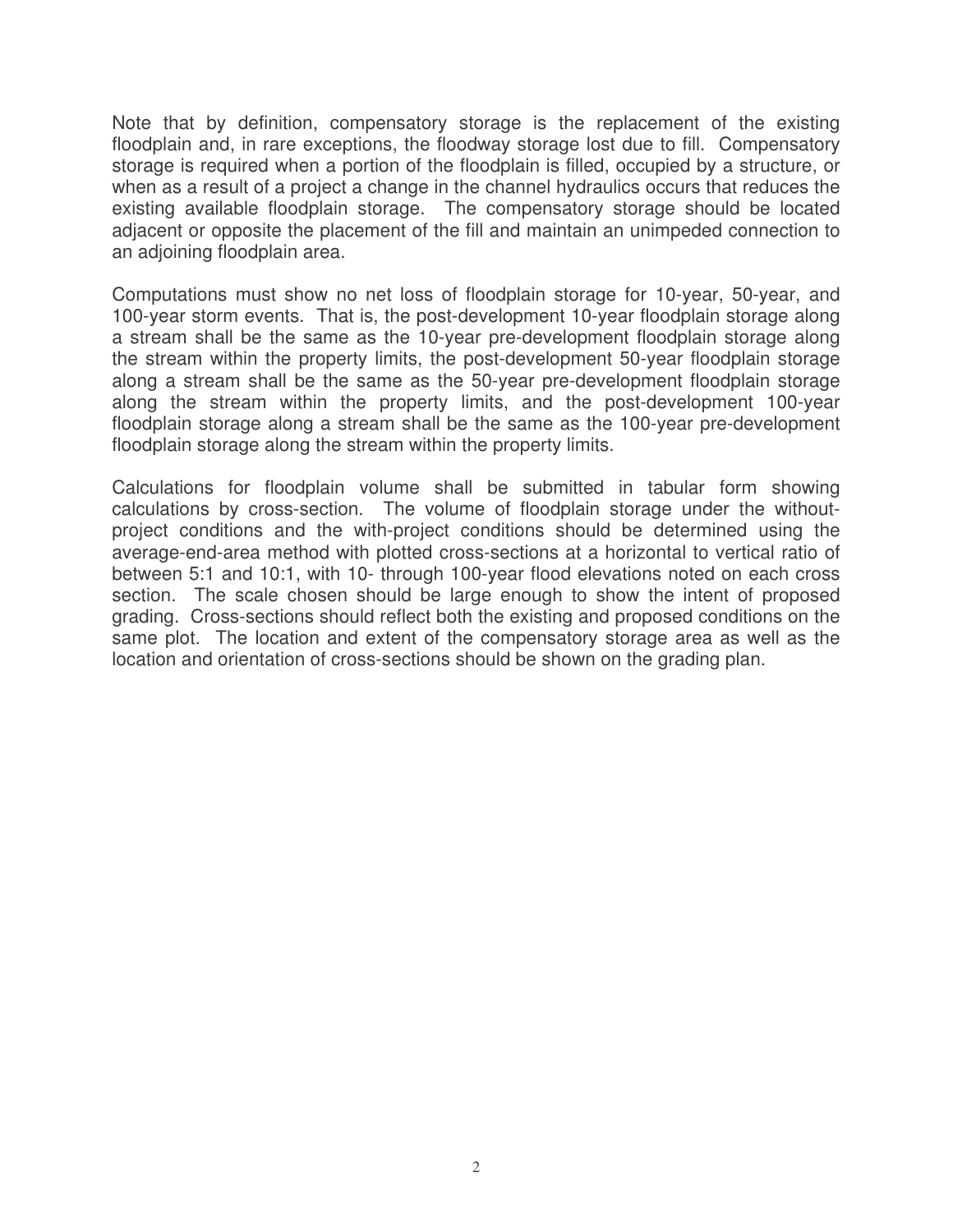Note that by definition, compensatory storage is the replacement of the existing floodplain and, in rare exceptions, the floodway storage lost due to fill. Compensatory storage is required when a portion of the floodplain is filled, occupied by a structure, or when as a result of a project a change in the channel hydraulics occurs that reduces the existing available floodplain storage. The compensatory storage should be located adjacent or opposite the placement of the fill and maintain an unimpeded connection to an adjoining floodplain area.

Computations must show no net loss of floodplain storage for 10-year, 50-year, and 100-year storm events. That is, the post-development 10-year floodplain storage along a stream shall be the same as the 10-year pre-development floodplain storage along the stream within the property limits, the post-development 50-year floodplain storage along a stream shall be the same as the 50-year pre-development floodplain storage along the stream within the property limits, and the post-development 100-year floodplain storage along a stream shall be the same as the 100-year pre-development floodplain storage along the stream within the property limits.

Calculations for floodplain volume shall be submitted in tabular form showing calculations by cross-section. The volume of floodplain storage under the without-project conditions and the with-project conditions should be determined using the average-end-area method with plotted cross-sections at a horizontal to vertical ratio of between 5:1 and 10:1, with 10- through 100-year flood elevations noted on each cross section. The scale chosen should be large enough to show the intent of proposed grading. Cross-sections should reflect both the existing and proposed conditions on the same plot. The location and extent of the compensatory storage area as well as the location and orientation of cross-sections should be shown on the grading plan.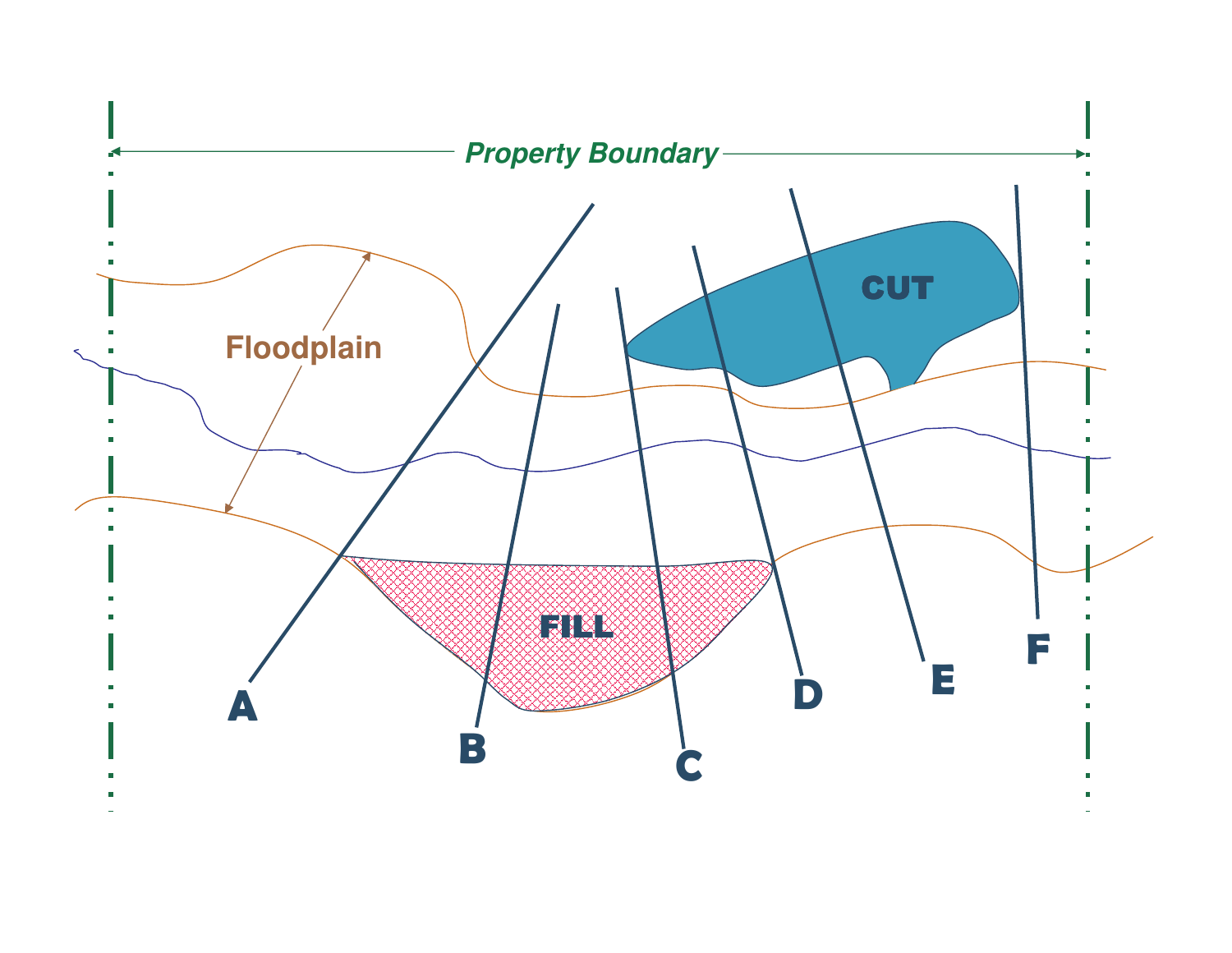*Property Boundary*

Floodplain

CUT

FILL

A

B

C

D

E

F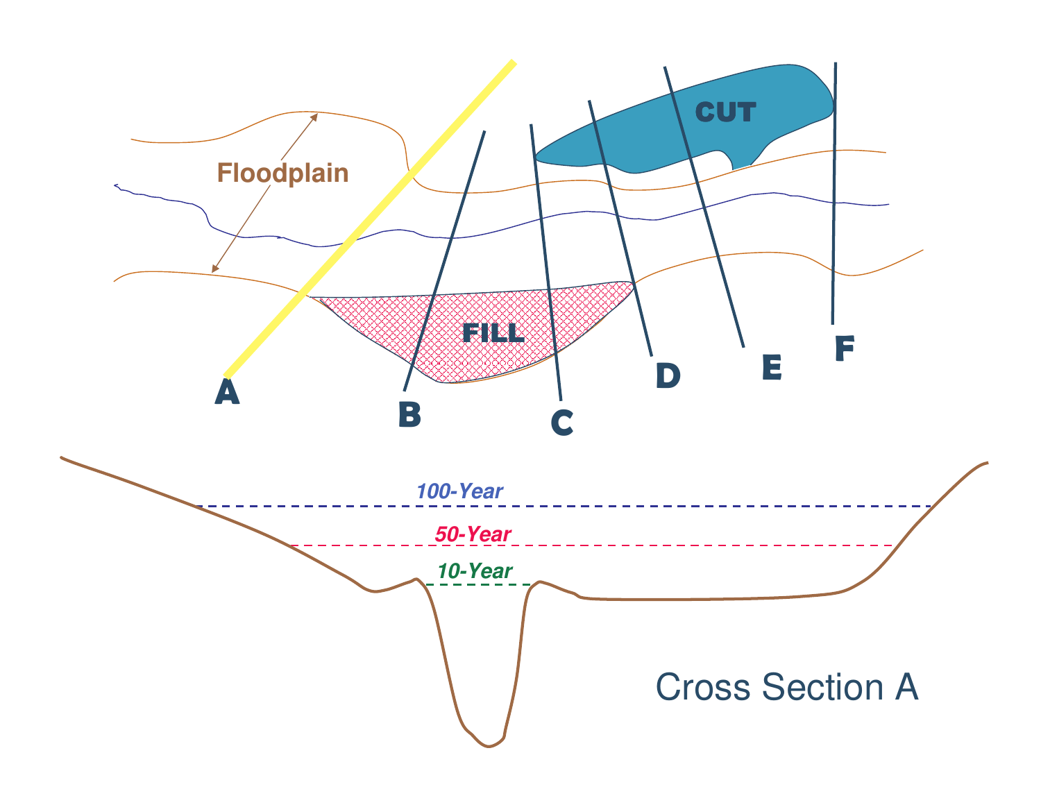Floodplain

CUT

FILL

A

B

C

D

E

F

*100-Year*

*50-Year*

*10-Year*

Cross Section A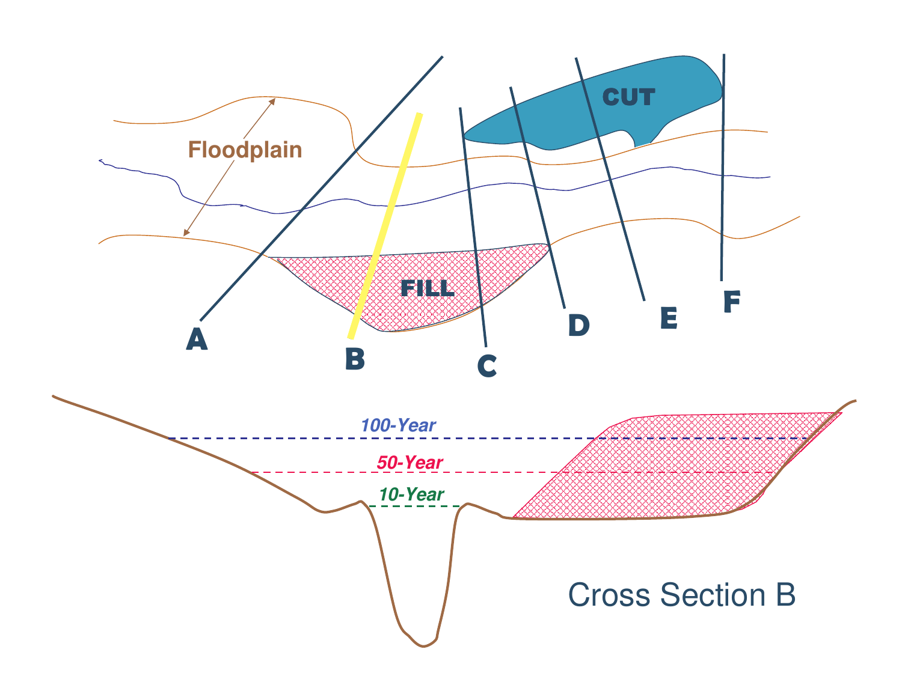Floodplain

CUT

FILL

A

B

C

D

E

F

100-Year

50-Year

10-Year

Cross Section B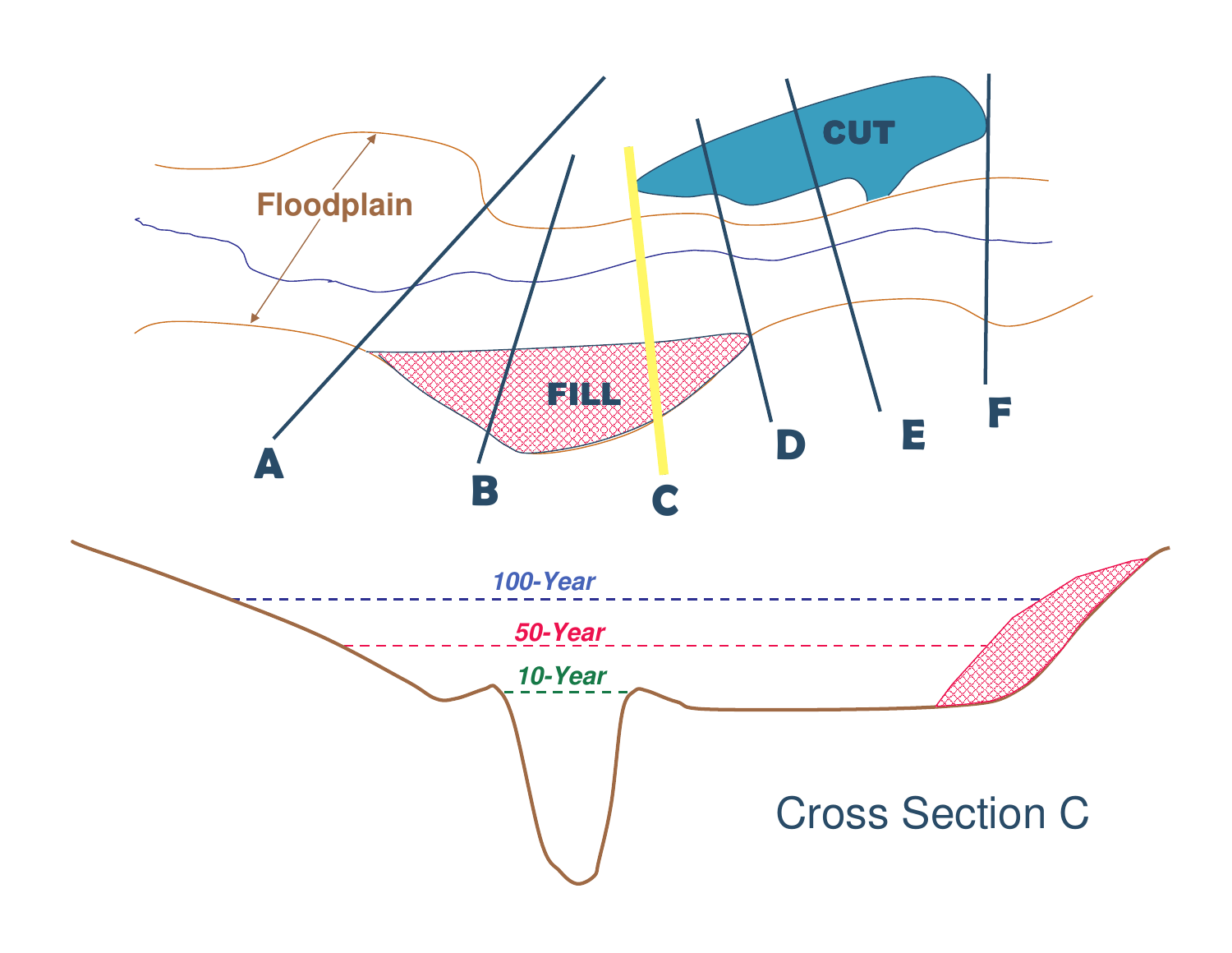Floodplain

CUT

FILL

A B C D E F

100-Year

50-Year

10-Year

Cross Section C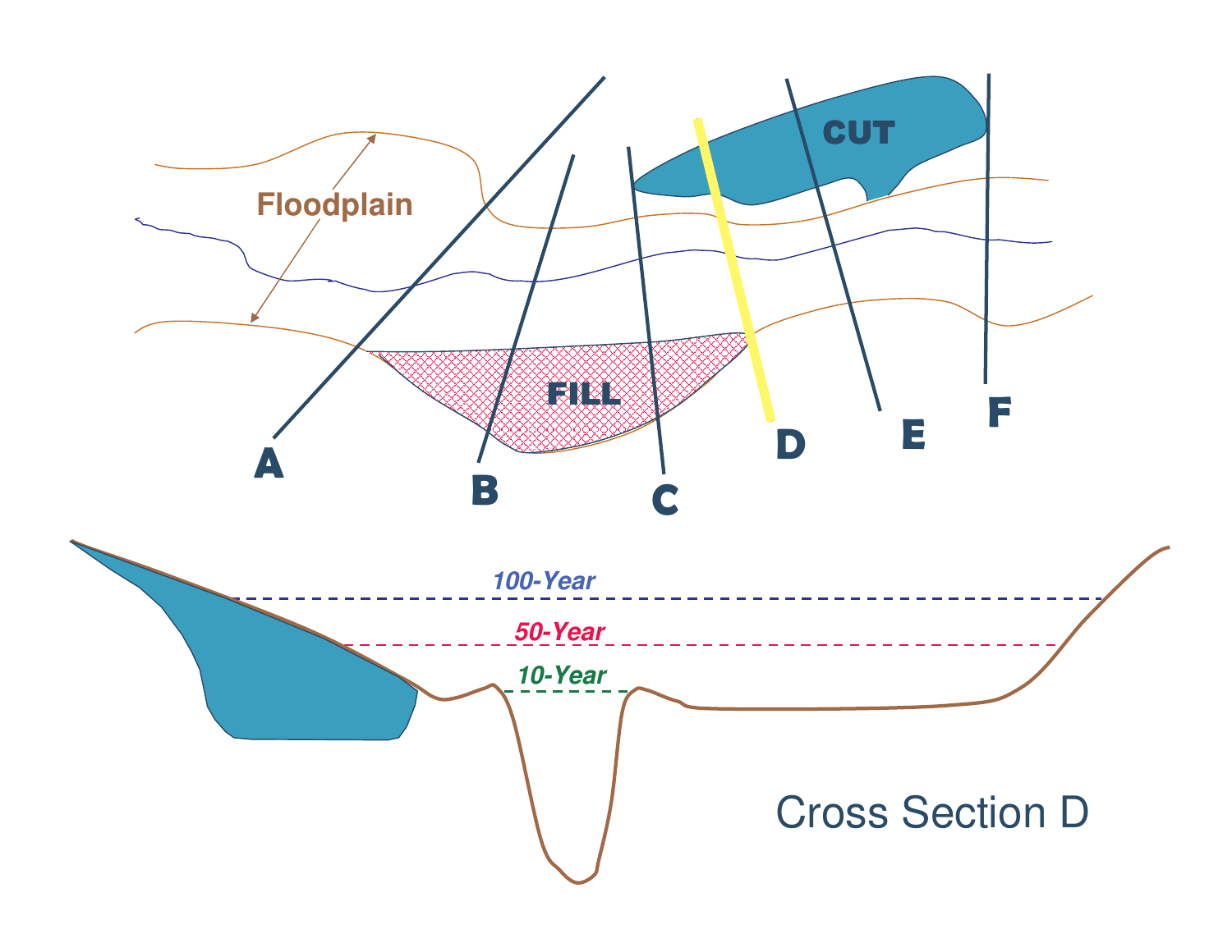Floodplain

CUT

FILL

A B C D E F

100-Year

50-Year

10-Year

Cross Section D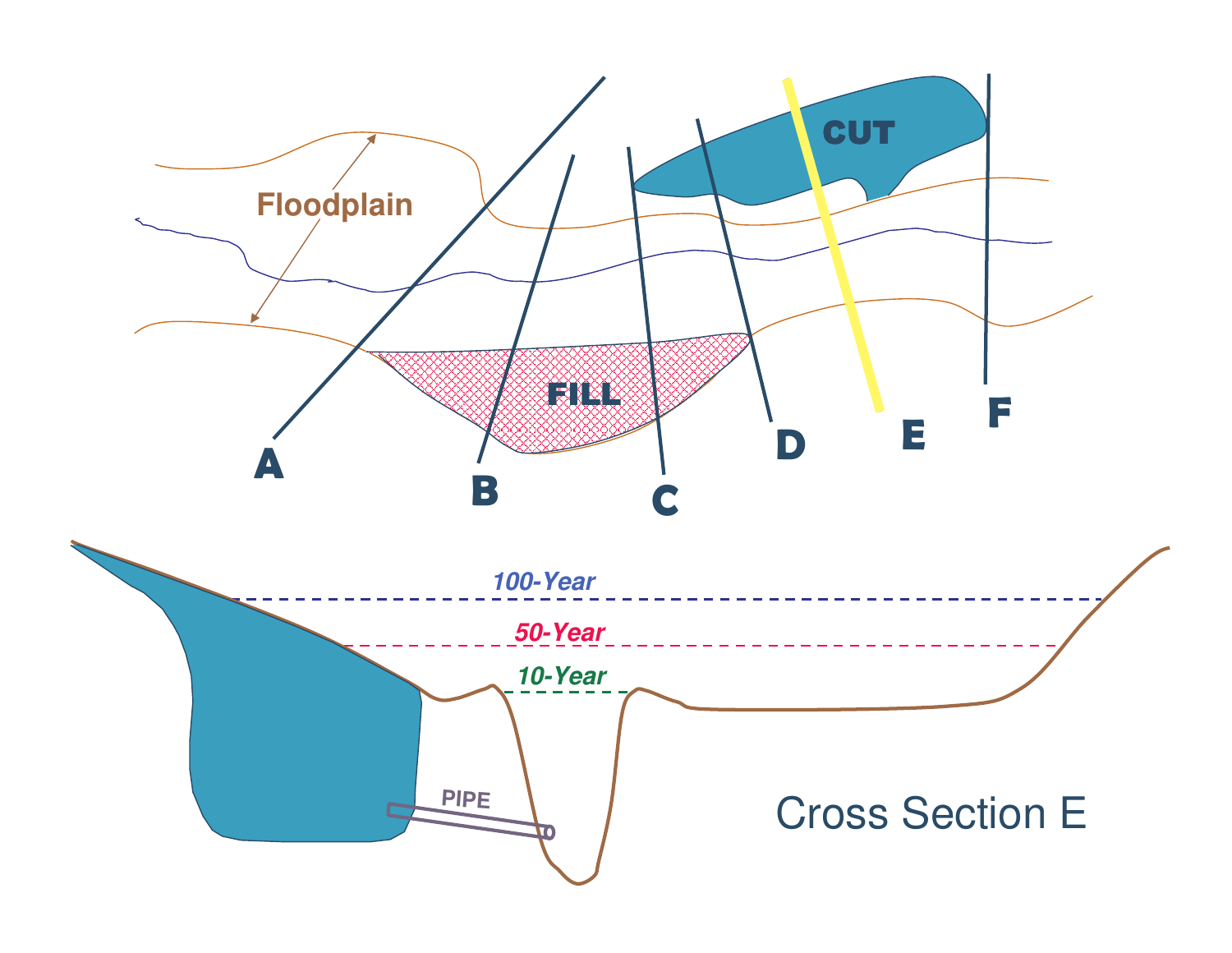Floodplain

CUT

FILL

A B C D E F

100-Year

50-Year

10-Year

PIPE

Cross Section E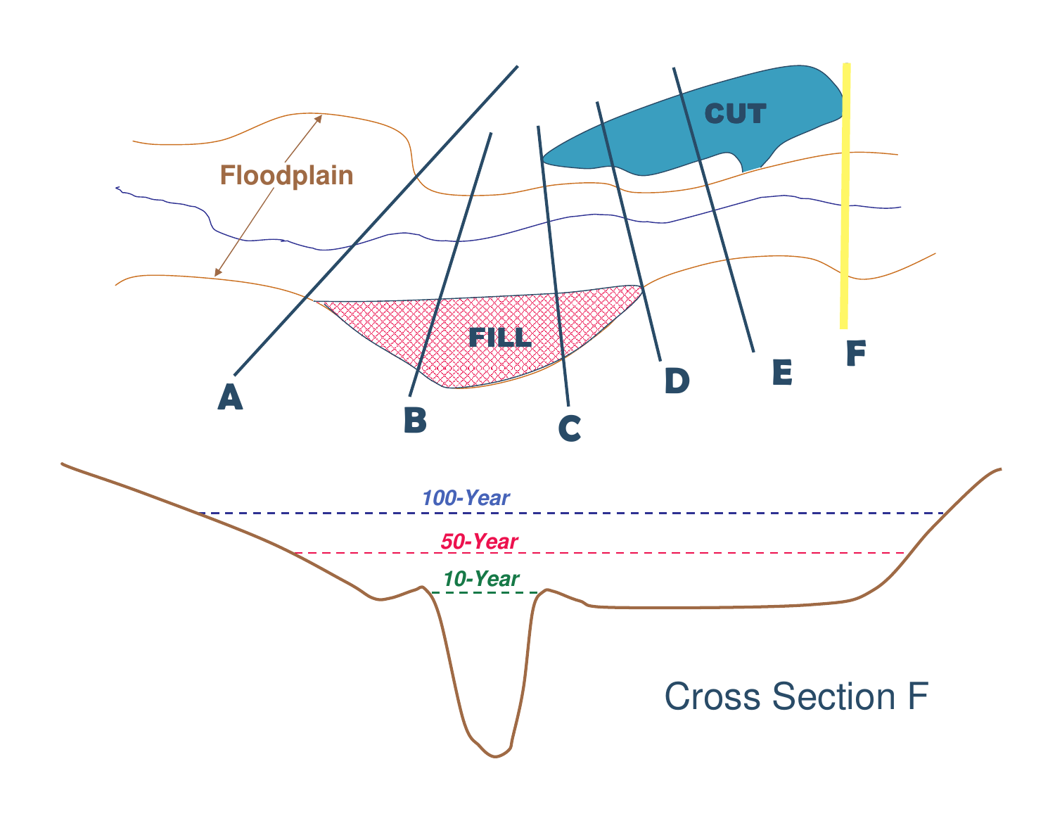Floodplain

CUT

FILL

A

B

C

D

E

F

100-Year

50-Year

10-Year

Cross Section F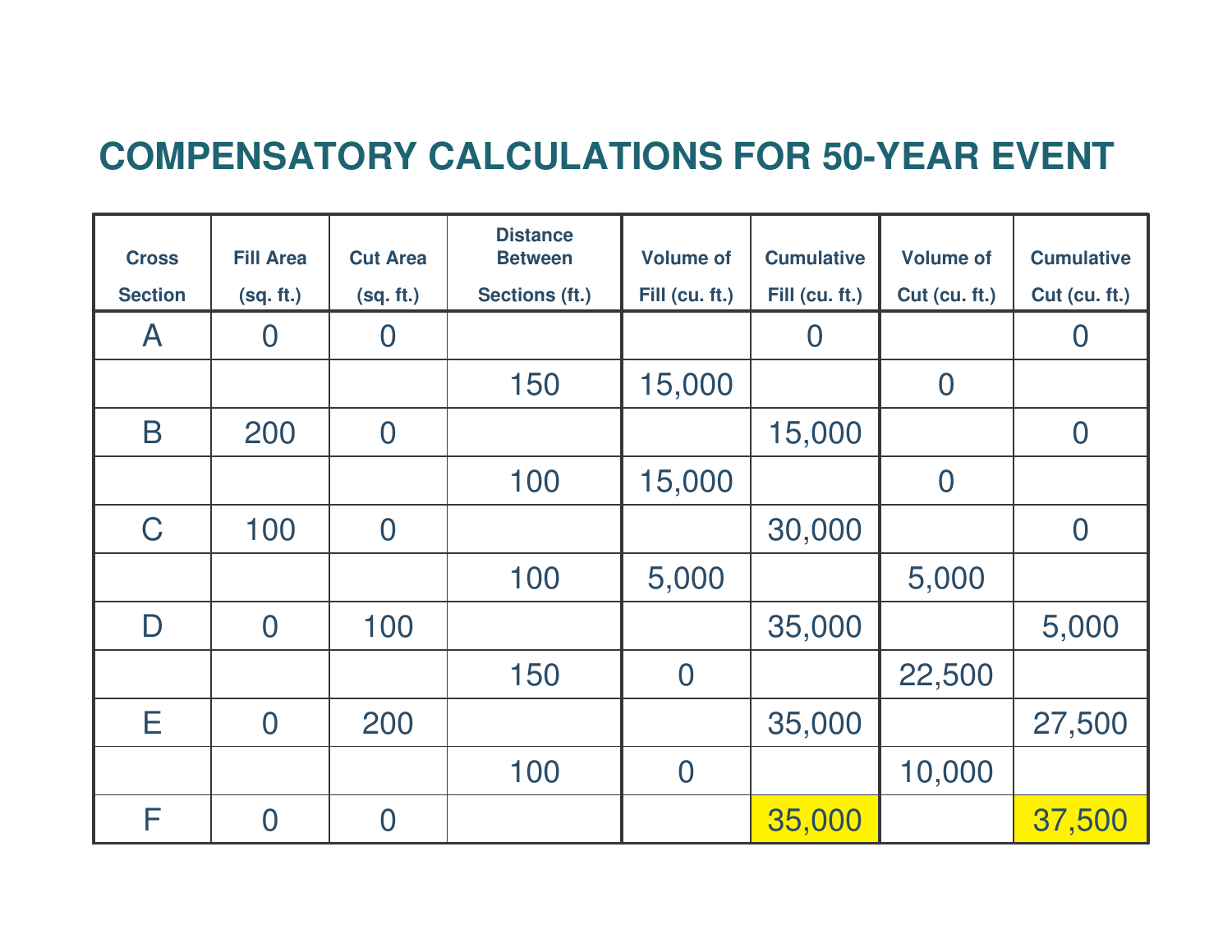# COMPENSATORY CALCULATIONS FOR 50-YEAR EVENT

| Cross Section | Fill Area (sq. ft.) | Cut Area (sq. ft.) | Distance Between Sections (ft.) | Volume of Fill (cu. ft.) | Cumulative Fill (cu. ft.) | Volume of Cut (cu. ft.) | Cumulative Cut (cu. ft.) |
|---|---|---|---|---|---|---|---|
| A | 0 | 0 | | | 0 | | 0 |
| | | | 150 | 15,000 | | 0 | |
| B | 200 | 0 | | | 15,000 | | 0 |
| | | | 100 | 15,000 | | 0 | |
| C | 100 | 0 | | | 30,000 | | 0 |
| | | | 100 | 5,000 | | 5,000 | |
| D | 0 | 100 | | | 35,000 | | 5,000 |
| | | | 150 | 0 | | 22,500 | |
| E | 0 | 200 | | | 35,000 | | 27,500 |
| | | | 100 | 0 | | 10,000 | |
| F | 0 | 0 | | | 35,000 | | 37,500 |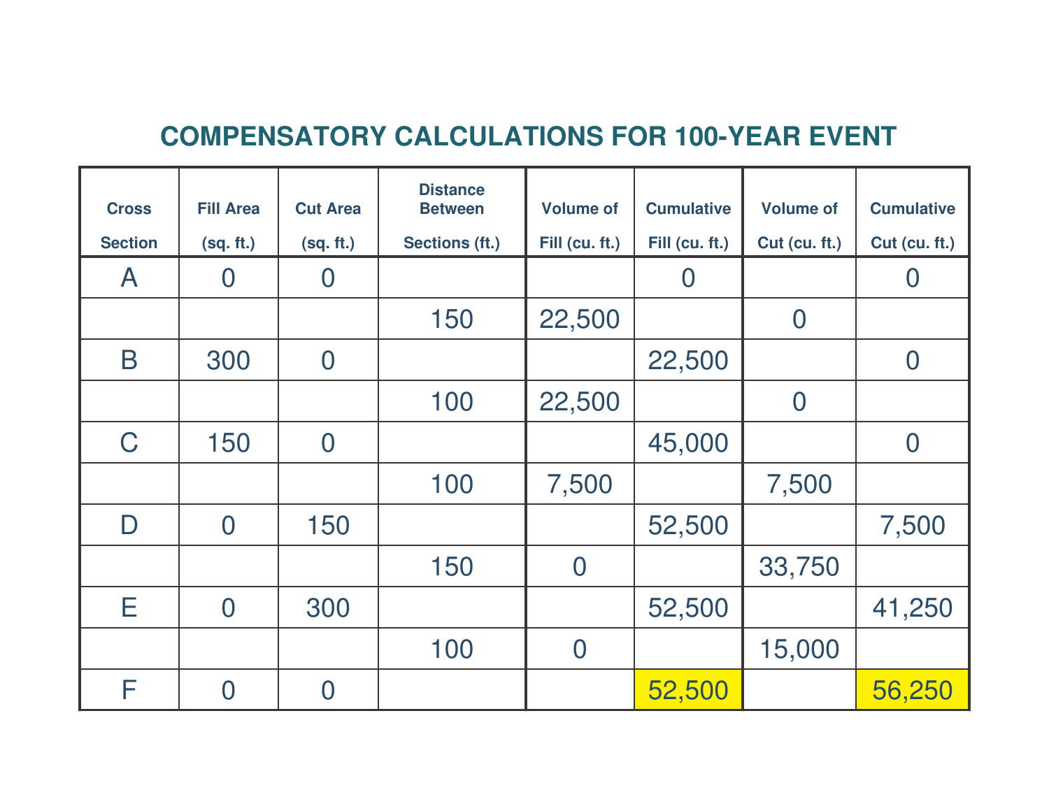## COMPENSATORY CALCULATIONS FOR 100-YEAR EVENT

| Cross Section | Fill Area (sq. ft.) | Cut Area (sq. ft.) | Distance Between Sections (ft.) | Volume of Fill (cu. ft.) | Cumulative Fill (cu. ft.) | Volume of Cut (cu. ft.) | Cumulative Cut (cu. ft.) |
|---|---|---|---|---|---|---|---|
| A | 0 | 0 | | | 0 | | 0 |
| | | | 150 | 22,500 | | 0 | |
| B | 300 | 0 | | | 22,500 | | 0 |
| | | | 100 | 22,500 | | 0 | |
| C | 150 | 0 | | | 45,000 | | 0 |
| | | | 100 | 7,500 | | 7,500 | |
| D | 0 | 150 | | | 52,500 | | 7,500 |
| | | | 150 | 0 | | 33,750 | |
| E | 0 | 300 | | | 52,500 | | 41,250 |
| | | | 100 | 0 | | 15,000 | |
| F | 0 | 0 | | | 52,500 | | 56,250 |